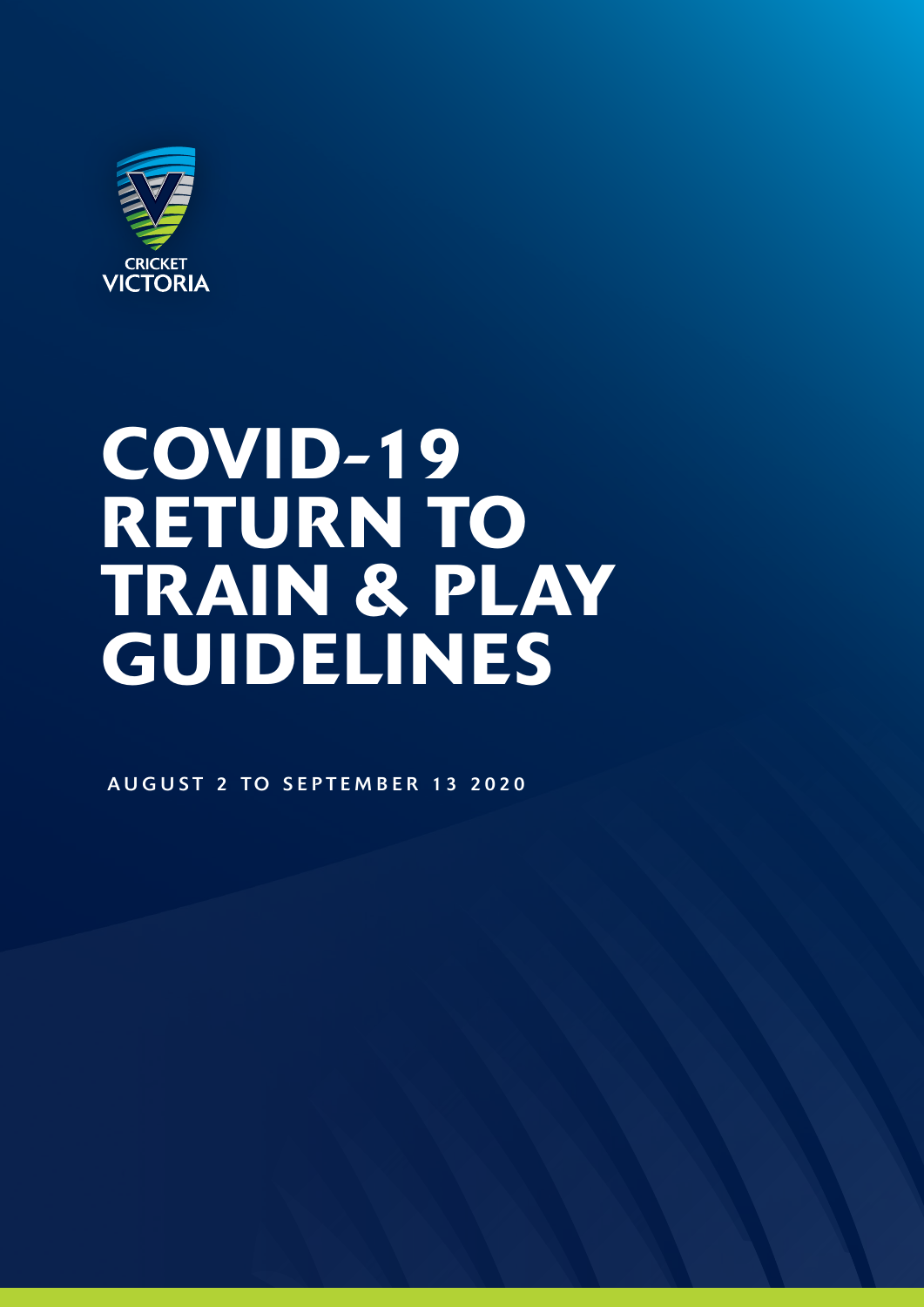CRICKET VICTORIA

# COVID-19 RETURN TO TRAIN & PLAY GUIDELINES

AUGUST 2 TO SEPTEMBER 13 2020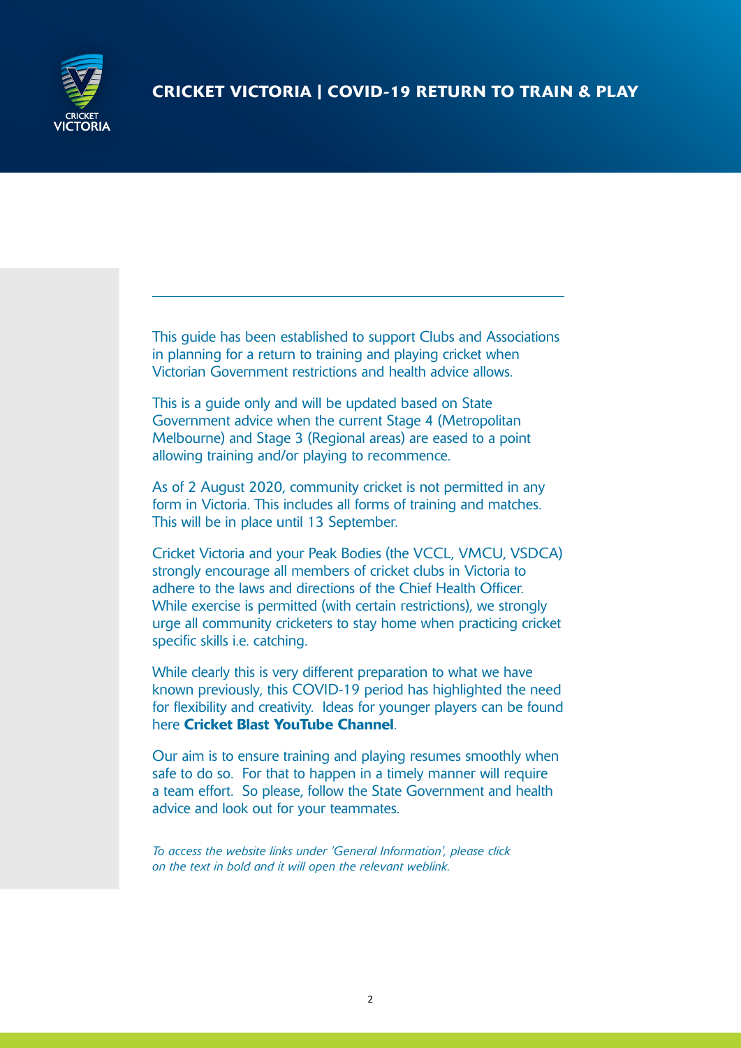This guide has been established to support Clubs and Associations in planning for a return to training and playing cricket when Victorian Government restrictions and health advice allows.

This is a guide only and will be updated based on State Government advice when the current Stage 4 (Metropolitan Melbourne) and Stage 3 (Regional areas) are eased to a point allowing training and/or playing to recommence.

As of 2 August 2020, community cricket is not permitted in any form in Victoria. This includes all forms of training and matches. This will be in place until 13 September.

Cricket Victoria and your Peak Bodies (the VCCL, VMCU, VSDCA) strongly encourage all members of cricket clubs in Victoria to adhere to the laws and directions of the Chief Health Officer. While exercise is permitted (with certain restrictions), we strongly urge all community cricketers to stay home when practicing cricket specific skills i.e. catching.

While clearly this is very different preparation to what we have known previously, this COVID-19 period has highlighted the need for flexibility and creativity. Ideas for younger players can be found here **Cricket Blast YouTube Channel**.

Our aim is to ensure training and playing resumes smoothly when safe to do so. For that to happen in a timely manner will require a team effort. So please, follow the State Government and health advice and look out for your teammates.

*To access the website links under 'General Information', please click on the text in bold and it will open the relevant weblink.*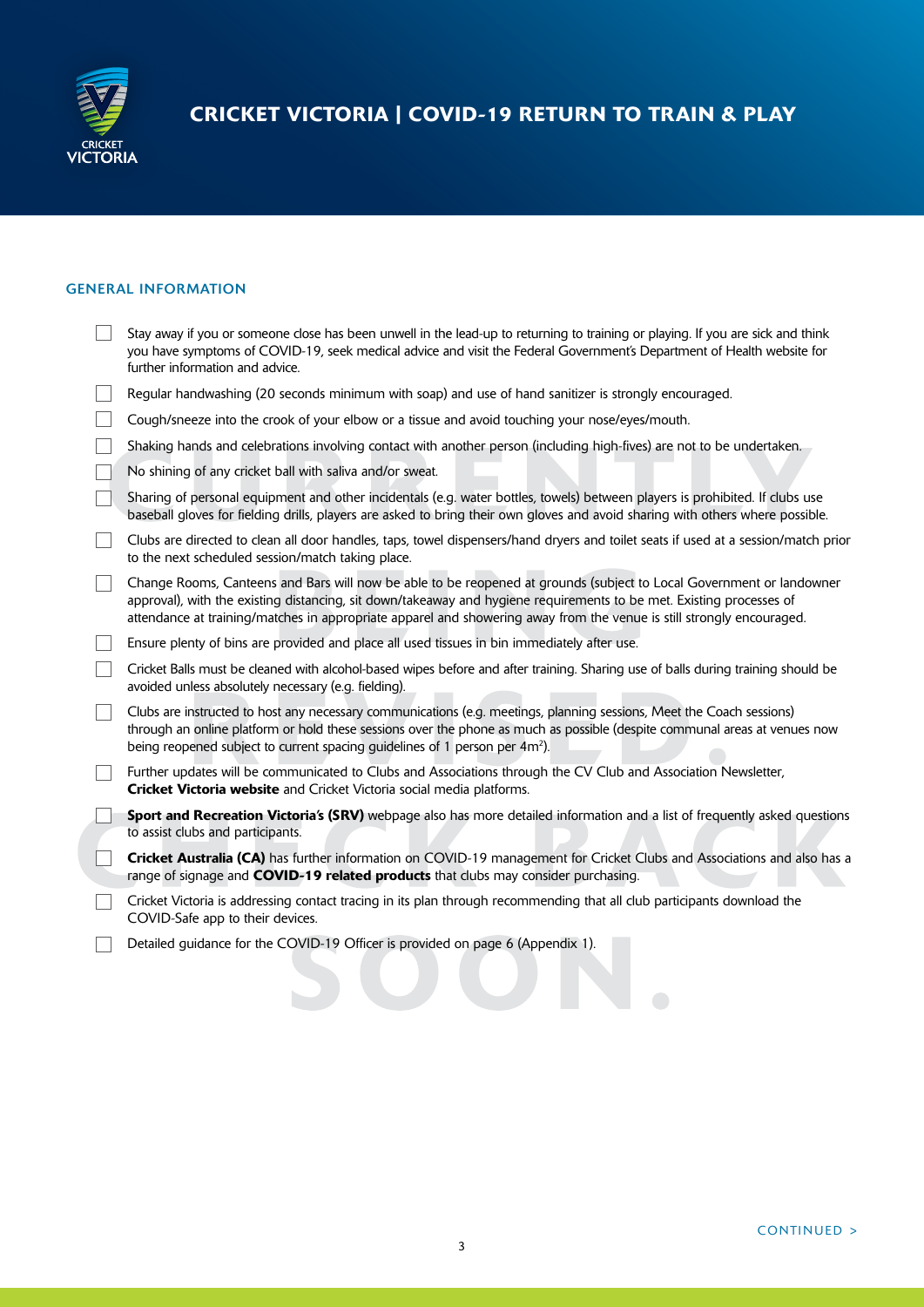## GENERAL INFORMATION

- [ ] Stay away if you or someone close has been unwell in the lead-up to returning to training or playing. If you are sick and think you have symptoms of COVID-19, seek medical advice and visit the Federal Government's Department of Health website for further information and advice.
- [ ] Regular handwashing (20 seconds minimum with soap) and use of hand sanitizer is strongly encouraged.
- [ ] Cough/sneeze into the crook of your elbow or a tissue and avoid touching your nose/eyes/mouth.
- [ ] Shaking hands and celebrations involving contact with another person (including high-fives) are not to be undertaken.
- [ ] No shining of any cricket ball with saliva and/or sweat.
- [ ] Sharing of personal equipment and other incidentals (e.g. water bottles, towels) between players is prohibited. If clubs use baseball gloves for fielding drills, players are asked to bring their own gloves and avoid sharing with others where possible.
- [ ] Clubs are directed to clean all door handles, taps, towel dispensers/hand dryers and toilet seats if used at a session/match prior to the next scheduled session/match taking place.
- [ ] Change Rooms, Canteens and Bars will now be able to be reopened at grounds (subject to Local Government or landowner approval), with the existing distancing, sit down/takeaway and hygiene requirements to be met. Existing processes of attendance at training/matches in appropriate apparel and showering away from the venue is still strongly encouraged.
- [ ] Ensure plenty of bins are provided and place all used tissues in bin immediately after use.
- [ ] Cricket Balls must be cleaned with alcohol-based wipes before and after training. Sharing use of balls during training should be avoided unless absolutely necessary (e.g. fielding).
- [ ] Clubs are instructed to host any necessary communications (e.g. meetings, planning sessions, Meet the Coach sessions) through an online platform or hold these sessions over the phone as much as possible (despite communal areas at venues now being reopened subject to current spacing guidelines of 1 person per 4m$^2$).
- [ ] Further updates will be communicated to Clubs and Associations through the CV Club and Association Newsletter, **Cricket Victoria website** and Cricket Victoria social media platforms.
- [ ] **Sport and Recreation Victoria's (SRV)** webpage also has more detailed information and a list of frequently asked questions to assist clubs and participants.
- [ ] **Cricket Australia (CA)** has further information on COVID-19 management for Cricket Clubs and Associations and also has a range of signage and **COVID-19 related products** that clubs may consider purchasing.
- [ ] Cricket Victoria is addressing contact tracing in its plan through recommending that all club participants download the COVID-Safe app to their devices.
- [ ] Detailed guidance for the COVID-19 Officer is provided on page 6 (Appendix 1).

CURRENTLY BEING REVISED. CHECK BACK SOON.

CONTINUED >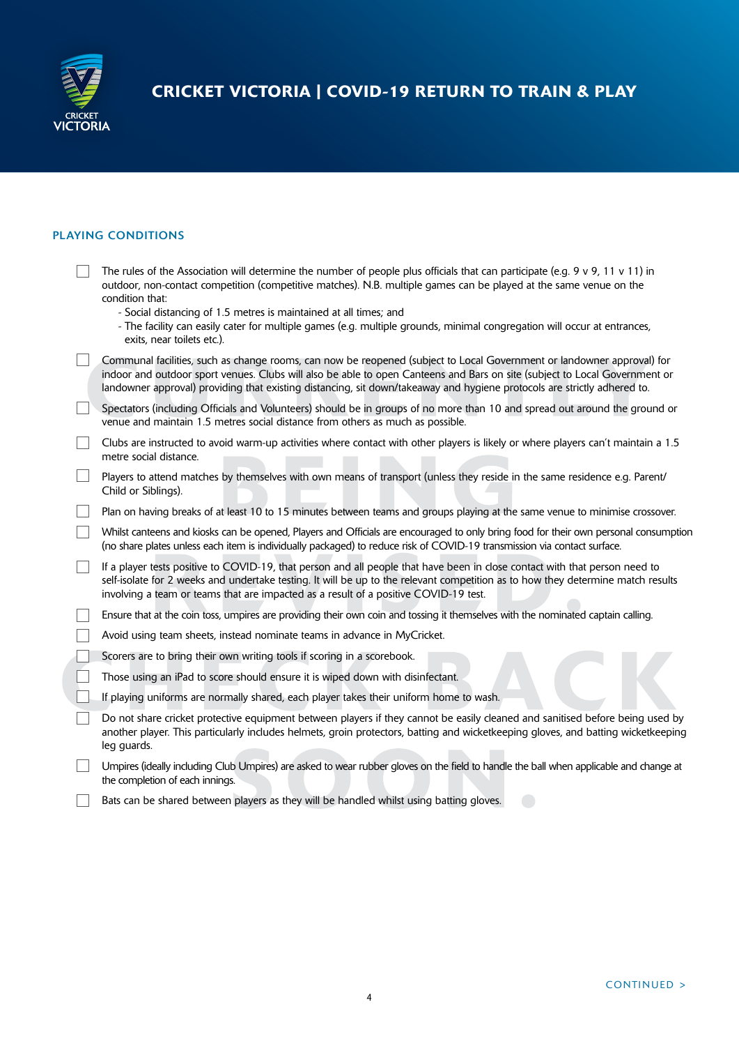## PLAYING CONDITIONS

- [ ] The rules of the Association will determine the number of people plus officials that can participate (e.g. 9 v 9, 11 v 11) in outdoor, non-contact competition (competitive matches). N.B. multiple games can be played at the same venue on the condition that:
  - Social distancing of 1.5 metres is maintained at all times; and
  - The facility can easily cater for multiple games (e.g. multiple grounds, minimal congregation will occur at entrances, exits, near toilets etc.).
- [ ] Communal facilities, such as change rooms, can now be reopened (subject to Local Government or landowner approval) for indoor and outdoor sport venues. Clubs will also be able to open Canteens and Bars on site (subject to Local Government or landowner approval) providing that existing distancing, sit down/takeaway and hygiene protocols are strictly adhered to.
- [ ] Spectators (including Officials and Volunteers) should be in groups of no more than 10 and spread out around the ground or venue and maintain 1.5 metres social distance from others as much as possible.
- [ ] Clubs are instructed to avoid warm-up activities where contact with other players is likely or where players can't maintain a 1.5 metre social distance.
- [ ] Players to attend matches by themselves with own means of transport (unless they reside in the same residence e.g. Parent/Child or Siblings).
- [ ] Plan on having breaks of at least 10 to 15 minutes between teams and groups playing at the same venue to minimise crossover.
- [ ] Whilst canteens and kiosks can be opened, Players and Officials are encouraged to only bring food for their own personal consumption (no share plates unless each item is individually packaged) to reduce risk of COVID-19 transmission via contact surface.
- [ ] If a player tests positive to COVID-19, that person and all people that have been in close contact with that person need to self-isolate for 2 weeks and undertake testing. It will be up to the relevant competition as to how they determine match results involving a team or teams that are impacted as a result of a positive COVID-19 test.
- [ ] Ensure that at the coin toss, umpires are providing their own coin and tossing it themselves with the nominated captain calling.
- [ ] Avoid using team sheets, instead nominate teams in advance in MyCricket.
- [ ] Scorers are to bring their own writing tools if scoring in a scorebook.
- [ ] Those using an iPad to score should ensure it is wiped down with disinfectant.
- [ ] If playing uniforms are normally shared, each player takes their uniform home to wash.
- [ ] Do not share cricket protective equipment between players if they cannot be easily cleaned and sanitised before being used by another player. This particularly includes helmets, groin protectors, batting and wicketkeeping gloves, and batting wicketkeeping leg guards.
- [ ] Umpires (ideally including Club Umpires) are asked to wear rubber gloves on the field to handle the ball when applicable and change at the completion of each innings.
- [ ] Bats can be shared between players as they will be handled whilst using batting gloves.

CURRENTLY BEING REVISED. CHECK BACK SOON.

CONTINUED >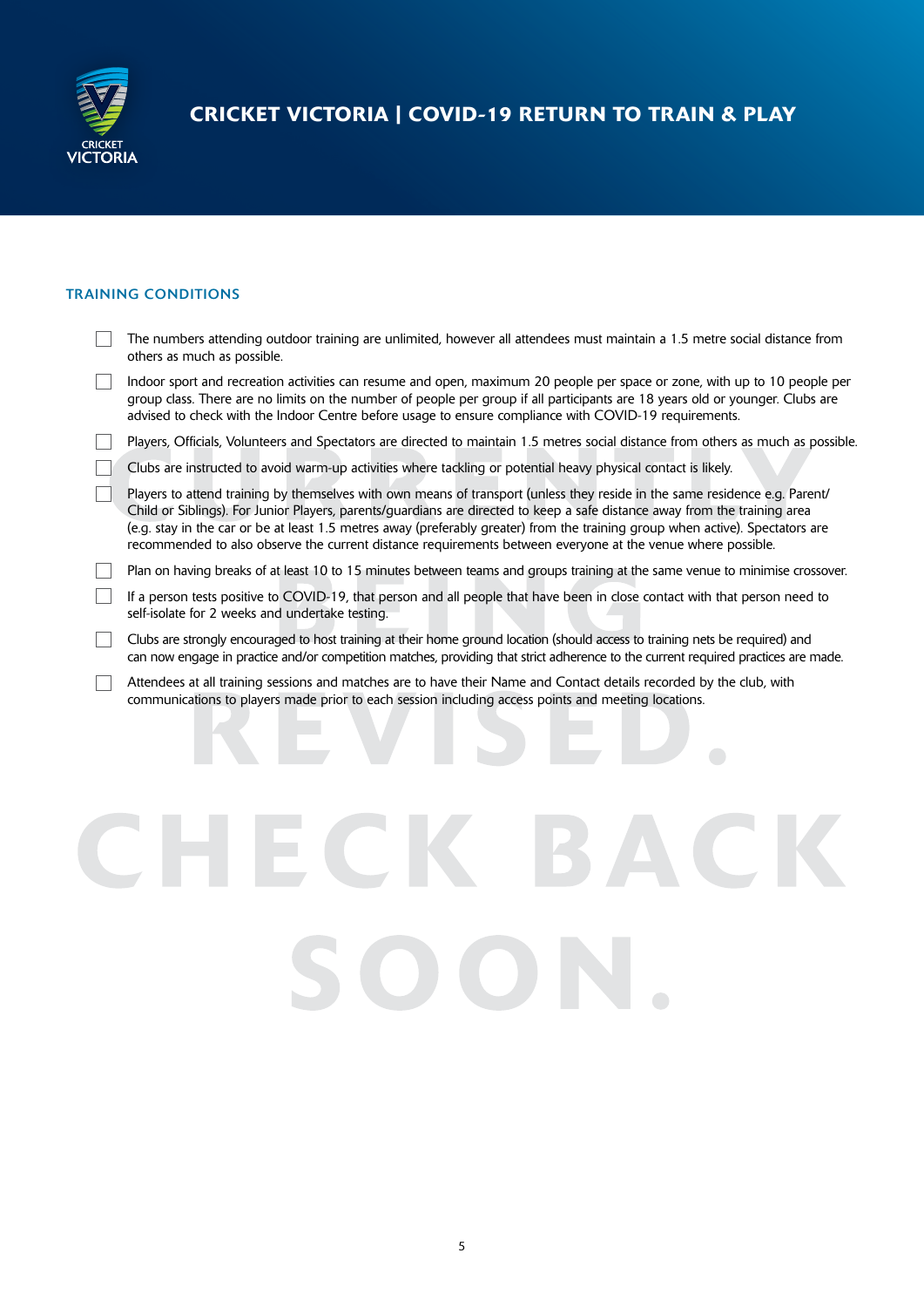## TRAINING CONDITIONS

- [ ] The numbers attending outdoor training are unlimited, however all attendees must maintain a 1.5 metre social distance from others as much as possible.
- [ ] Indoor sport and recreation activities can resume and open, maximum 20 people per space or zone, with up to 10 people per group class. There are no limits on the number of people per group if all participants are 18 years old or younger. Clubs are advised to check with the Indoor Centre before usage to ensure compliance with COVID-19 requirements.
- [ ] Players, Officials, Volunteers and Spectators are directed to maintain 1.5 metres social distance from others as much as possible.
- [ ] Clubs are instructed to avoid warm-up activities where tackling or potential heavy physical contact is likely.
- [ ] Players to attend training by themselves with own means of transport (unless they reside in the same residence e.g. Parent/ Child or Siblings). For Junior Players, parents/guardians are directed to keep a safe distance away from the training area (e.g. stay in the car or be at least 1.5 metres away (preferably greater) from the training group when active). Spectators are recommended to also observe the current distance requirements between everyone at the venue where possible.
- [ ] Plan on having breaks of at least 10 to 15 minutes between teams and groups training at the same venue to minimise crossover.
- [ ] If a person tests positive to COVID-19, that person and all people that have been in close contact with that person need to self-isolate for 2 weeks and undertake testing.
- [ ] Clubs are strongly encouraged to host training at their home ground location (should access to training nets be required) and can now engage in practice and/or competition matches, providing that strict adherence to the current required practices are made.
- [ ] Attendees at all training sessions and matches are to have their Name and Contact details recorded by the club, with communications to players made prior to each session including access points and meeting locations.

CURRENTLY BEING REVISED. CHECK BACK SOON.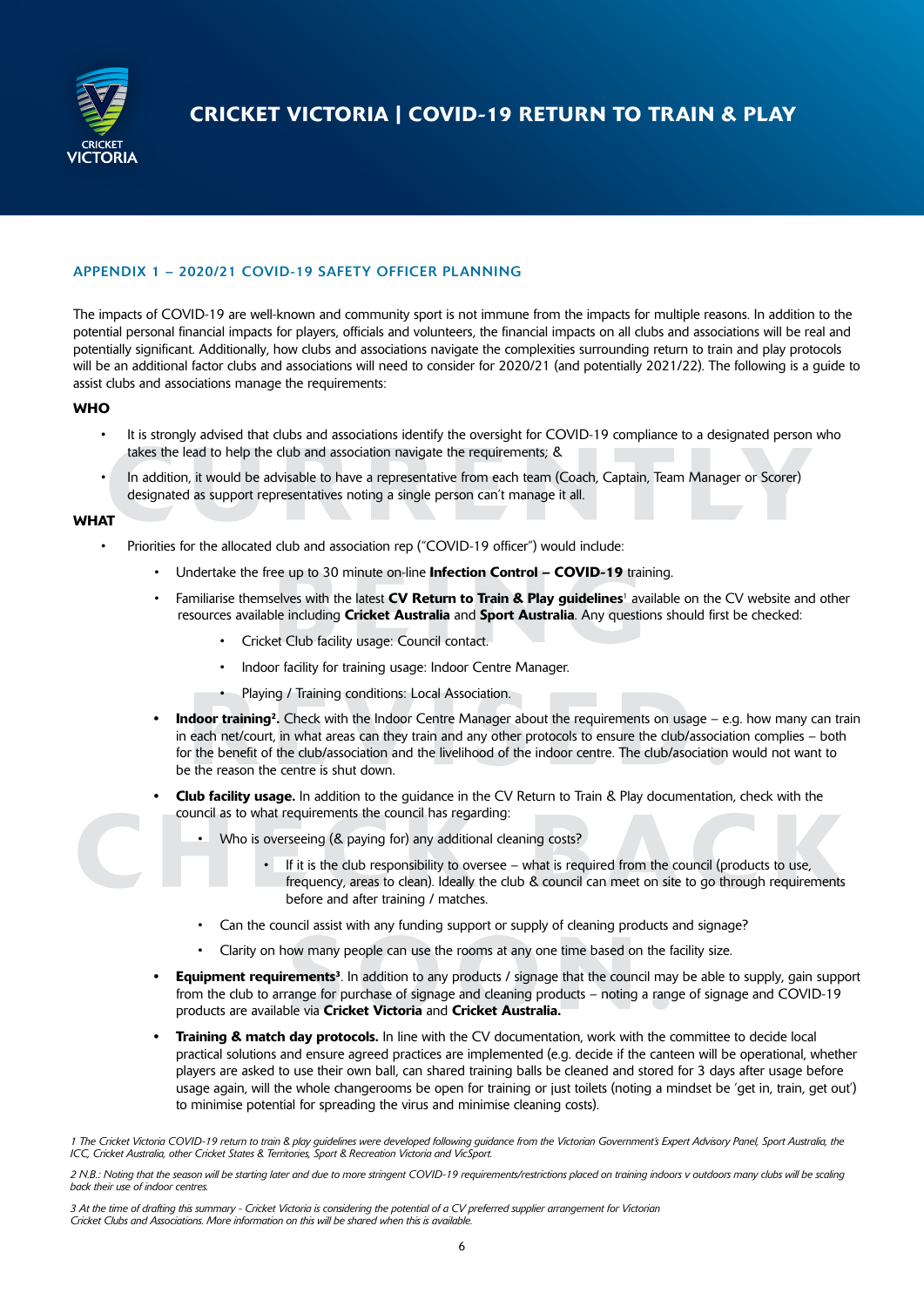## APPENDIX 1 – 2020/21 COVID-19 SAFETY OFFICER PLANNING

The impacts of COVID-19 are well-known and community sport is not immune from the impacts for multiple reasons. In addition to the potential personal financial impacts for players, officials and volunteers, the financial impacts on all clubs and associations will be real and potentially significant. Additionally, how clubs and associations navigate the complexities surrounding return to train and play protocols will be an additional factor clubs and associations will need to consider for 2020/21 (and potentially 2021/22). The following is a guide to assist clubs and associations manage the requirements:

**WHO**

- It is strongly advised that clubs and associations identify the oversight for COVID-19 compliance to a designated person who takes the lead to help the club and association navigate the requirements; &
- In addition, it would be advisable to have a representative from each team (Coach, Captain, Team Manager or Scorer) designated as support representatives noting a single person can't manage it all.

**WHAT**

- Priorities for the allocated club and association rep ("COVID-19 officer") would include:
  - Undertake the free up to 30 minute on-line **Infection Control – COVID-19** training.
  - Familiarise themselves with the latest **CV Return to Train & Play guidelines**[1] available on the CV website and other resources available including **Cricket Australia** and **Sport Australia**. Any questions should first be checked:
    - Cricket Club facility usage: Council contact.
    - Indoor facility for training usage: Indoor Centre Manager.
    - Playing / Training conditions: Local Association.
  - **Indoor training**[2]. Check with the Indoor Centre Manager about the requirements on usage – e.g. how many can train in each net/court, in what areas can they train and any other protocols to ensure the club/association complies – both for the benefit of the club/association and the livelihood of the indoor centre. The club/association would not want to be the reason the centre is shut down.
  - **Club facility usage.** In addition to the guidance in the CV Return to Train & Play documentation, check with the council as to what requirements the council has regarding:
    - Who is overseeing (& paying for) any additional cleaning costs?
      - If it is the club responsibility to oversee – what is required from the council (products to use, frequency, areas to clean). Ideally the club & council can meet on site to go through requirements before and after training / matches.
    - Can the council assist with any funding support or supply of cleaning products and signage?
    - Clarity on how many people can use the rooms at any one time based on the facility size.
  - **Equipment requirements**[3]. In addition to any products / signage that the council may be able to supply, gain support from the club to arrange for purchase of signage and cleaning products – noting a range of signage and COVID-19 products are available via **Cricket Victoria** and **Cricket Australia.**
  - **Training & match day protocols.** In line with the CV documentation, work with the committee to decide local practical solutions and ensure agreed practices are implemented (e.g. decide if the canteen will be operational, whether players are asked to use their own ball, can shared training balls be cleaned and stored for 3 days after usage before usage again, will the whole changerooms be open for training or just toilets (noting a mindset be 'get in, train, get out') to minimise potential for spreading the virus and minimise cleaning costs).

*1 The Cricket Victoria COVID-19 return to train & play guidelines were developed following guidance from the Victorian Government's Expert Advisory Panel, Sport Australia, the ICC, Cricket Australia, other Cricket States & Territories, Sport & Recreation Victoria and VicSport.*

*2 N.B.: Noting that the season will be starting later and due to more stringent COVID-19 requirements/restrictions placed on training indoors v outdoors many clubs will be scaling back their use of indoor centres.*

*3 At the time of drafting this summary - Cricket Victoria is considering the potential of a CV preferred supplier arrangement for Victorian Cricket Clubs and Associations. More information on this will be shared when this is available.*

CURRENTLY BEING REVISED. CHECK BACK SOON.